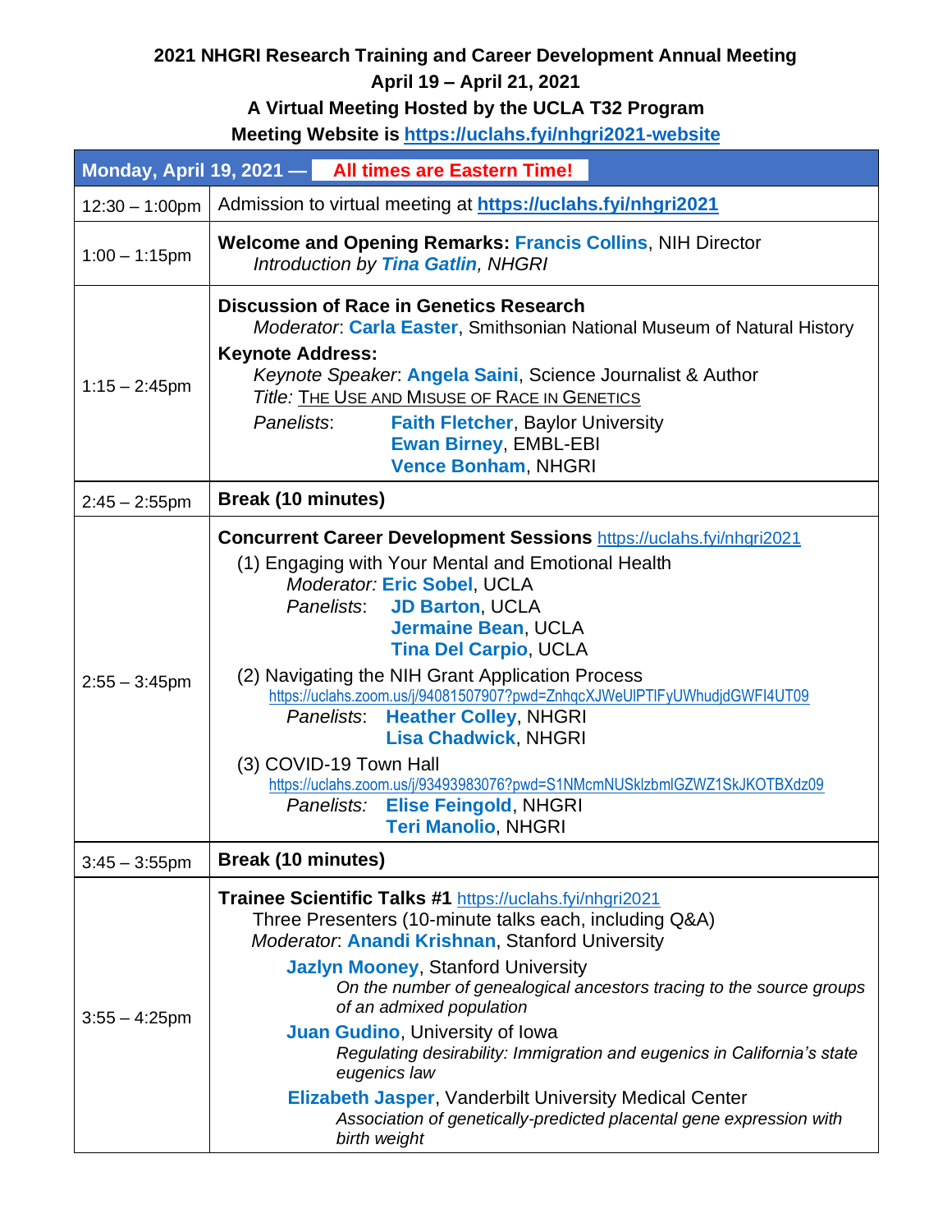# 2021 NHGRI Research Training and Career Development Annual Meeting

**April 19 – April 21, 2021**

**A Virtual Meeting Hosted by the UCLA T32 Program**

**Meeting Website is https://uclahs.fyi/nhgri2021-website**

| Monday, April 19, 2021 — All times are Eastern Time! | |
|---|---|
| 12:30 – 1:00pm | Admission to virtual meeting at **https://uclahs.fyi/nhgri2021** |
| 1:00 – 1:15pm | **Welcome and Opening Remarks: Francis Collins**, NIH Director<br>*Introduction by* ***Tina Gatlin****, NHGRI* |
| 1:15 – 2:45pm | **Discussion of Race in Genetics Research**<br>*Moderator*: **Carla Easter**, Smithsonian National Museum of Natural History<br>**Keynote Address:**<br>*Keynote Speaker*: **Angela Saini**, Science Journalist & Author<br>*Title:* THE USE AND MISUSE OF RACE IN GENETICS<br>*Panelists*: **Faith Fletcher**, Baylor University<br>**Ewan Birney**, EMBL-EBI<br>**Vence Bonham**, NHGRI |
| 2:45 – 2:55pm | **Break (10 minutes)** |
| 2:55 – 3:45pm | **Concurrent Career Development Sessions** https://uclahs.fyi/nhgri2021<br>(1) Engaging with Your Mental and Emotional Health<br>*Moderator:* **Eric Sobel**, UCLA<br>*Panelists*: **JD Barton**, UCLA<br>**Jermaine Bean**, UCLA<br>**Tina Del Carpio**, UCLA<br>(2) Navigating the NIH Grant Application Process<br>https://uclahs.zoom.us/j/94081507907?pwd=ZnhqcXJWeUlPTlFyUWhudjdGWFI4UT09<br>*Panelists*: **Heather Colley**, NHGRI<br>**Lisa Chadwick**, NHGRI<br>(3) COVID-19 Town Hall<br>https://uclahs.zoom.us/j/93493983076?pwd=S1NMcmNUSklzbmlGZWZ1SkJKOTBXdz09<br>*Panelists:* **Elise Feingold**, NHGRI<br>**Teri Manolio**, NHGRI |
| 3:45 – 3:55pm | **Break (10 minutes)** |
| 3:55 – 4:25pm | **Trainee Scientific Talks #1** https://uclahs.fyi/nhgri2021<br>Three Presenters (10-minute talks each, including Q&A)<br>*Moderator*: **Anandi Krishnan**, Stanford University<br>**Jazlyn Mooney**, Stanford University<br>*On the number of genealogical ancestors tracing to the source groups of an admixed population*<br>**Juan Gudino**, University of Iowa<br>*Regulating desirability: Immigration and eugenics in California's state eugenics law*<br>**Elizabeth Jasper**, Vanderbilt University Medical Center<br>*Association of genetically-predicted placental gene expression with birth weight* |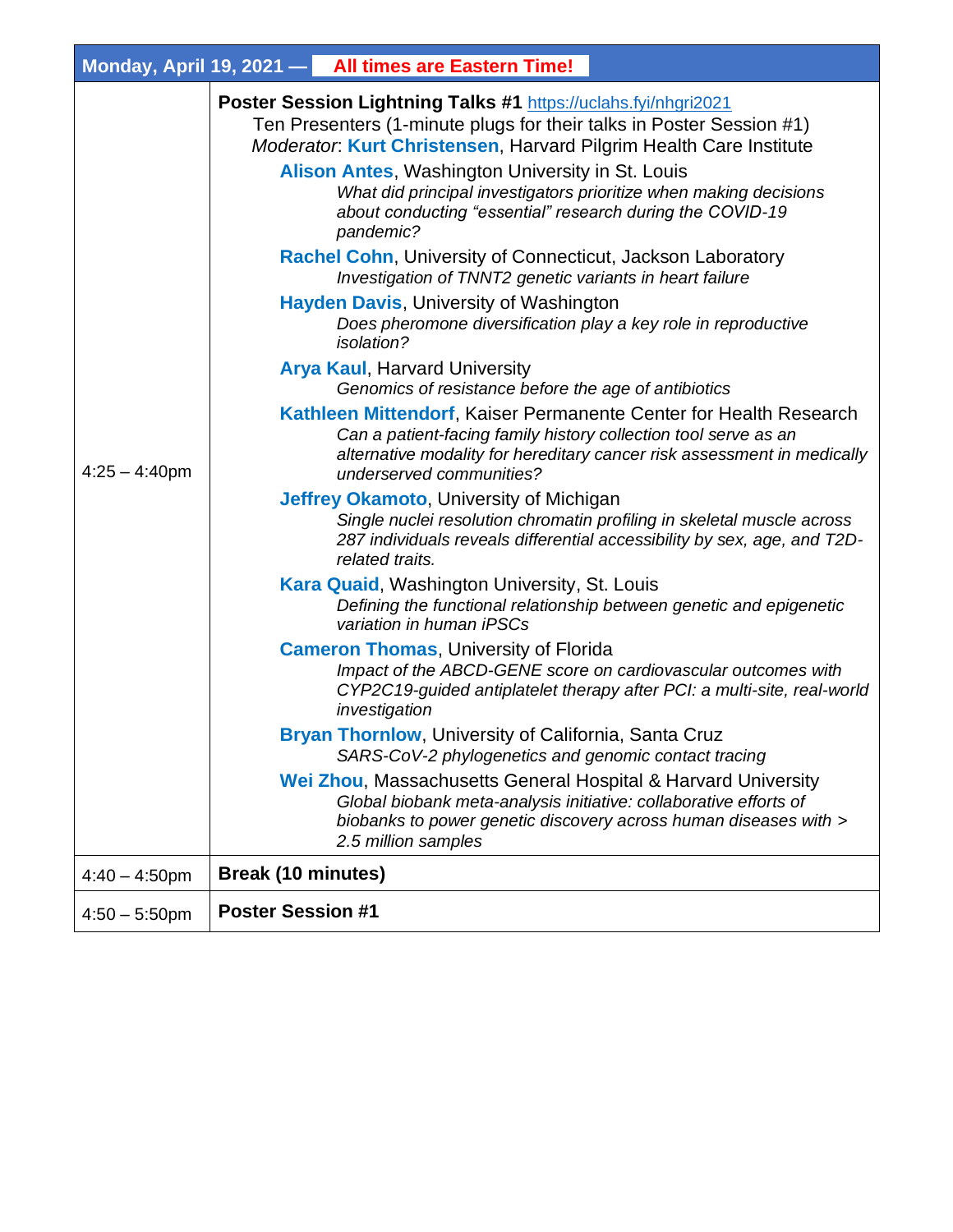| Monday, April 19, 2021 — All times are Eastern Time! | |
|---|---|
| 4:25 – 4:40pm | **Poster Session Lightning Talks #1** https://uclahs.fyi/nhgri2021<br>Ten Presenters (1-minute plugs for their talks in Poster Session #1)<br>*Moderator*: **Kurt Christensen**, Harvard Pilgrim Health Care Institute<br><br>**Alison Antes**, Washington University in St. Louis<br>*What did principal investigators prioritize when making decisions about conducting "essential" research during the COVID-19 pandemic?*<br><br>**Rachel Cohn**, University of Connecticut, Jackson Laboratory<br>*Investigation of TNNT2 genetic variants in heart failure*<br><br>**Hayden Davis**, University of Washington<br>*Does pheromone diversification play a key role in reproductive isolation?*<br><br>**Arya Kaul**, Harvard University<br>*Genomics of resistance before the age of antibiotics*<br><br>**Kathleen Mittendorf**, Kaiser Permanente Center for Health Research<br>*Can a patient-facing family history collection tool serve as an alternative modality for hereditary cancer risk assessment in medically underserved communities?*<br><br>**Jeffrey Okamoto**, University of Michigan<br>*Single nuclei resolution chromatin profiling in skeletal muscle across 287 individuals reveals differential accessibility by sex, age, and T2D-related traits.*<br><br>**Kara Quaid**, Washington University, St. Louis<br>*Defining the functional relationship between genetic and epigenetic variation in human iPSCs*<br><br>**Cameron Thomas**, University of Florida<br>*Impact of the ABCD-GENE score on cardiovascular outcomes with CYP2C19-guided antiplatelet therapy after PCI: a multi-site, real-world investigation*<br><br>**Bryan Thornlow**, University of California, Santa Cruz<br>*SARS-CoV-2 phylogenetics and genomic contact tracing*<br><br>**Wei Zhou**, Massachusetts General Hospital & Harvard University<br>*Global biobank meta-analysis initiative: collaborative efforts of biobanks to power genetic discovery across human diseases with > 2.5 million samples* |
| 4:40 – 4:50pm | **Break (10 minutes)** |
| 4:50 – 5:50pm | **Poster Session #1** |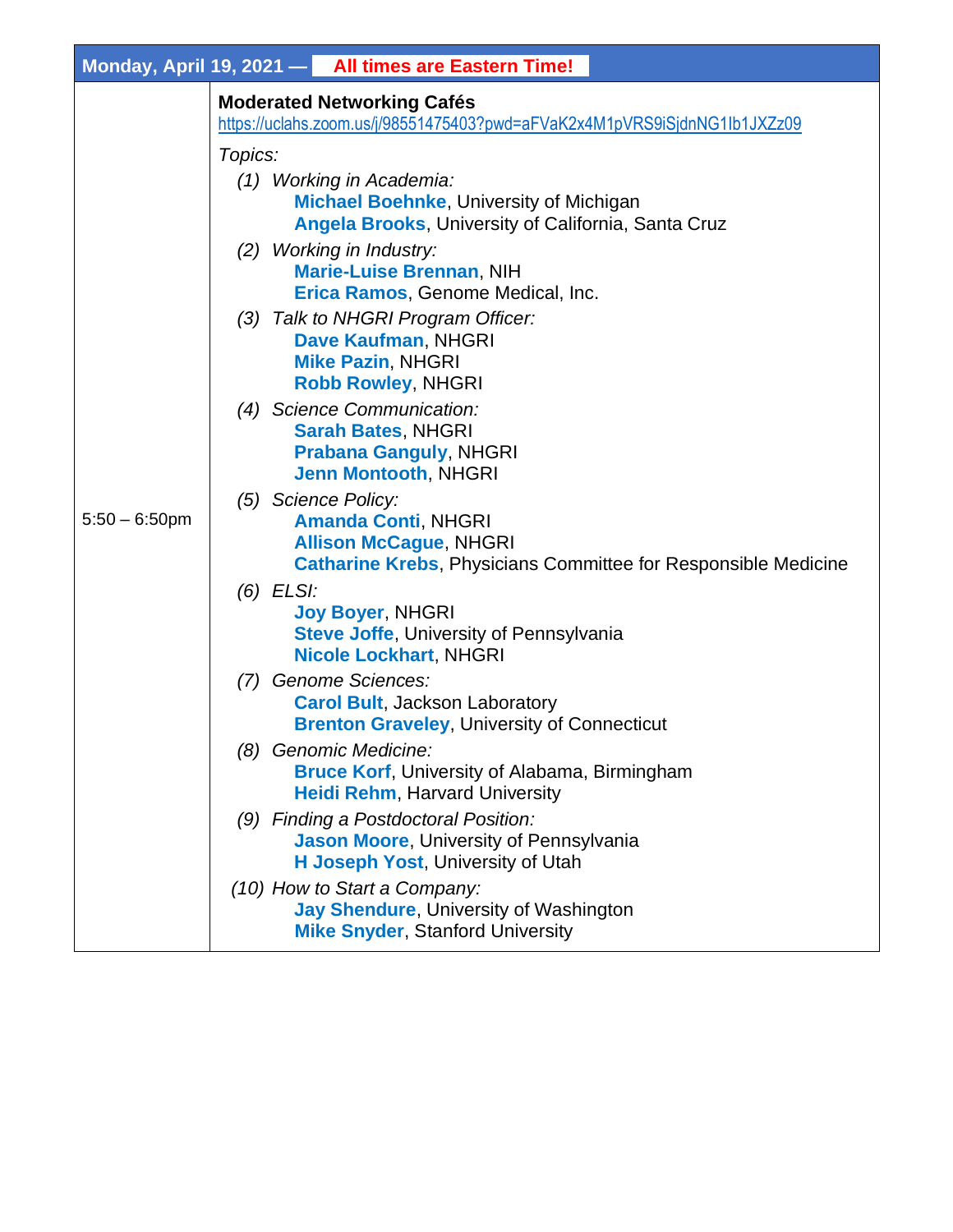| Monday, April 19, 2021 — All times are Eastern Time! | |
|---|---|
| 5:50 – 6:50pm | **Moderated Networking Cafés**<br>https://uclahs.zoom.us/j/98551475403?pwd=aFVaK2x4M1pVRS9iSjdnNG1Ib1JXZz09<br><br>*Topics:*<br>*(1) Working in Academia:*<br>**Michael Boehnke**, University of Michigan<br>**Angela Brooks**, University of California, Santa Cruz<br>*(2) Working in Industry:*<br>**Marie-Luise Brennan**, NIH<br>**Erica Ramos**, Genome Medical, Inc.<br>*(3) Talk to NHGRI Program Officer:*<br>**Dave Kaufman**, NHGRI<br>**Mike Pazin**, NHGRI<br>**Robb Rowley**, NHGRI<br>*(4) Science Communication:*<br>**Sarah Bates**, NHGRI<br>**Prabana Ganguly**, NHGRI<br>**Jenn Montooth**, NHGRI<br>*(5) Science Policy:*<br>**Amanda Conti**, NHGRI<br>**Allison McCague**, NHGRI<br>**Catharine Krebs**, Physicians Committee for Responsible Medicine<br>*(6) ELSI:*<br>**Joy Boyer**, NHGRI<br>**Steve Joffe**, University of Pennsylvania<br>**Nicole Lockhart**, NHGRI<br>*(7) Genome Sciences:*<br>**Carol Bult**, Jackson Laboratory<br>**Brenton Graveley**, University of Connecticut<br>*(8) Genomic Medicine:*<br>**Bruce Korf**, University of Alabama, Birmingham<br>**Heidi Rehm**, Harvard University<br>*(9) Finding a Postdoctoral Position:*<br>**Jason Moore**, University of Pennsylvania<br>**H Joseph Yost**, University of Utah<br>*(10) How to Start a Company:*<br>**Jay Shendure**, University of Washington<br>**Mike Snyder**, Stanford University |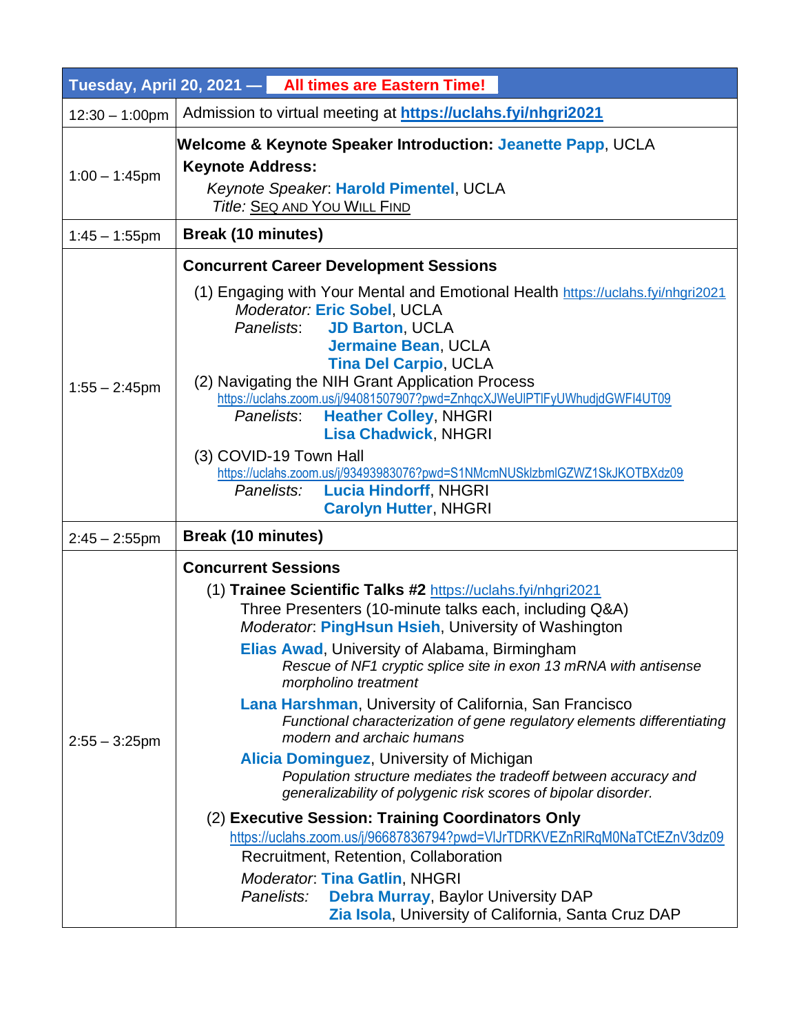| Tuesday, April 20, 2021 — All times are Eastern Time! | |
|---|---|
| 12:30 – 1:00pm | Admission to virtual meeting at **https://uclahs.fyi/nhgri2021** |
| 1:00 – 1:45pm | **Welcome & Keynote Speaker Introduction: Jeanette Papp**, UCLA<br>**Keynote Address:**<br>*Keynote Speaker*: **Harold Pimentel**, UCLA<br>*Title:* SEQ AND YOU WILL FIND |
| 1:45 – 1:55pm | **Break (10 minutes)** |
| 1:55 – 2:45pm | **Concurrent Career Development Sessions**<br>(1) Engaging with Your Mental and Emotional Health https://uclahs.fyi/nhgri2021<br>*Moderator:* **Eric Sobel**, UCLA<br>*Panelists*: **JD Barton**, UCLA<br>**Jermaine Bean**, UCLA<br>**Tina Del Carpio**, UCLA<br>(2) Navigating the NIH Grant Application Process<br>https://uclahs.zoom.us/j/94081507907?pwd=ZnhqcXJWeUlPTlFyUWhudjdGWFI4UT09<br>*Panelists*: **Heather Colley**, NHGRI<br>**Lisa Chadwick**, NHGRI<br>(3) COVID-19 Town Hall<br>https://uclahs.zoom.us/j/93493983076?pwd=S1NMcmNUSklzbmlGZWZ1SkJKOTBXdz09<br>*Panelists:* **Lucia Hindorff**, NHGRI<br>**Carolyn Hutter**, NHGRI |
| 2:45 – 2:55pm | **Break (10 minutes)** |
| 2:55 – 3:25pm | **Concurrent Sessions**<br>(1) **Trainee Scientific Talks #2** https://uclahs.fyi/nhgri2021<br>Three Presenters (10-minute talks each, including Q&A)<br>*Moderator*: **PingHsun Hsieh**, University of Washington<br>**Elias Awad**, University of Alabama, Birmingham<br>*Rescue of NF1 cryptic splice site in exon 13 mRNA with antisense morpholino treatment*<br>**Lana Harshman**, University of California, San Francisco<br>*Functional characterization of gene regulatory elements differentiating modern and archaic humans*<br>**Alicia Dominguez**, University of Michigan<br>*Population structure mediates the tradeoff between accuracy and generalizability of polygenic risk scores of bipolar disorder.*<br>(2) **Executive Session: Training Coordinators Only**<br>https://uclahs.zoom.us/j/96687836794?pwd=VlJrTDRKVEZnRlRqM0NaTCtEZnV3dz09<br>Recruitment, Retention, Collaboration<br>*Moderator*: **Tina Gatlin**, NHGRI<br>*Panelists:* **Debra Murray**, Baylor University DAP<br>**Zia Isola**, University of California, Santa Cruz DAP |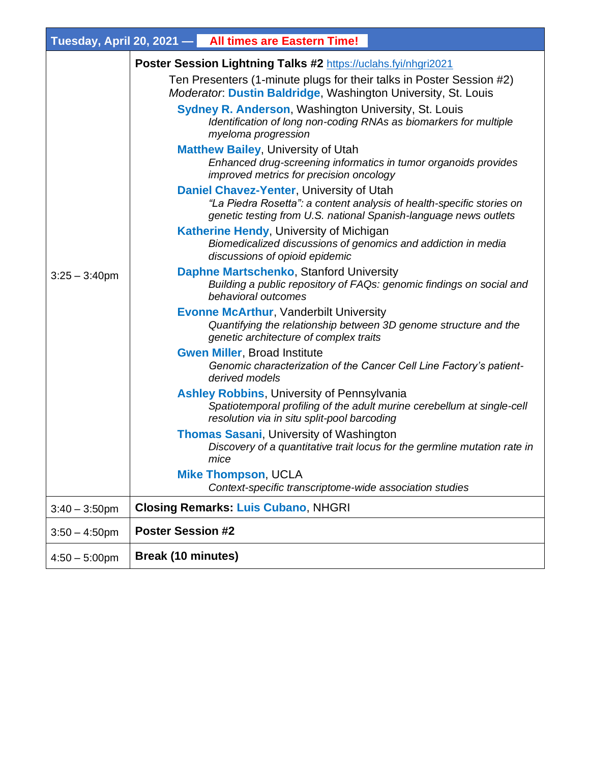| Tuesday, April 20, 2021 — **All times are Eastern Time!** | |
|---|---|
| 3:25 – 3:40pm | **Poster Session Lightning Talks #2** [https://uclahs.fyi/nhgri2021](https://uclahs.fyi/nhgri2021)<br>Ten Presenters (1-minute plugs for their talks in Poster Session #2)<br>*Moderator*: **Dustin Baldridge**, Washington University, St. Louis<br>**Sydney R. Anderson**, Washington University, St. Louis<br>*Identification of long non-coding RNAs as biomarkers for multiple myeloma progression*<br>**Matthew Bailey**, University of Utah<br>*Enhanced drug-screening informatics in tumor organoids provides improved metrics for precision oncology*<br>**Daniel Chavez-Yenter**, University of Utah<br>*"La Piedra Rosetta": a content analysis of health-specific stories on genetic testing from U.S. national Spanish-language news outlets*<br>**Katherine Hendy**, University of Michigan<br>*Biomedicalized discussions of genomics and addiction in media discussions of opioid epidemic*<br>**Daphne Martschenko**, Stanford University<br>*Building a public repository of FAQs: genomic findings on social and behavioral outcomes*<br>**Evonne McArthur**, Vanderbilt University<br>*Quantifying the relationship between 3D genome structure and the genetic architecture of complex traits*<br>**Gwen Miller**, Broad Institute<br>*Genomic characterization of the Cancer Cell Line Factory's patient-derived models*<br>**Ashley Robbins**, University of Pennsylvania<br>*Spatiotemporal profiling of the adult murine cerebellum at single-cell resolution via in situ split-pool barcoding*<br>**Thomas Sasani**, University of Washington<br>*Discovery of a quantitative trait locus for the germline mutation rate in mice*<br>**Mike Thompson**, UCLA<br>*Context-specific transcriptome-wide association studies* |
| 3:40 – 3:50pm | **Closing Remarks: Luis Cubano**, NHGRI |
| 3:50 – 4:50pm | **Poster Session #2** |
| 4:50 – 5:00pm | **Break (10 minutes)** |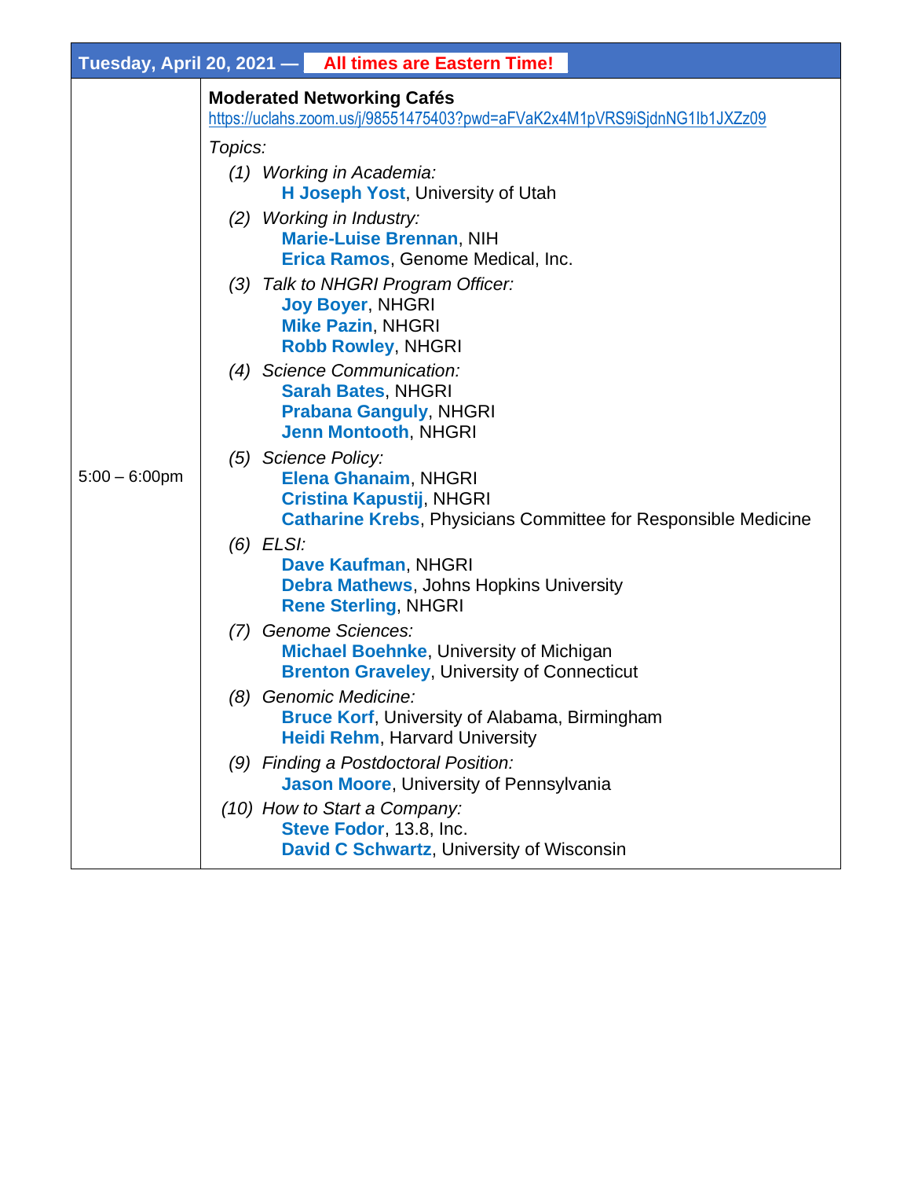| Tuesday, April 20, 2021 — **All times are Eastern Time!** | |
|---|---|
| 5:00 – 6:00pm | **Moderated Networking Cafés**<br>https://uclahs.zoom.us/j/98551475403?pwd=aFVaK2x4M1pVRS9iSjdnNG1Ib1JXZz09<br><br>*Topics:*<br>*(1) Working in Academia:*<br>**H Joseph Yost**, University of Utah<br>*(2) Working in Industry:*<br>**Marie-Luise Brennan**, NIH<br>**Erica Ramos**, Genome Medical, Inc.<br>*(3) Talk to NHGRI Program Officer:*<br>**Joy Boyer**, NHGRI<br>**Mike Pazin**, NHGRI<br>**Robb Rowley**, NHGRI<br>*(4) Science Communication:*<br>**Sarah Bates**, NHGRI<br>**Prabana Ganguly**, NHGRI<br>**Jenn Montooth**, NHGRI<br>*(5) Science Policy:*<br>**Elena Ghanaim**, NHGRI<br>**Cristina Kapustij**, NHGRI<br>**Catharine Krebs**, Physicians Committee for Responsible Medicine<br>*(6) ELSI:*<br>**Dave Kaufman**, NHGRI<br>**Debra Mathews**, Johns Hopkins University<br>**Rene Sterling**, NHGRI<br>*(7) Genome Sciences:*<br>**Michael Boehnke**, University of Michigan<br>**Brenton Graveley**, University of Connecticut<br>*(8) Genomic Medicine:*<br>**Bruce Korf**, University of Alabama, Birmingham<br>**Heidi Rehm**, Harvard University<br>*(9) Finding a Postdoctoral Position:*<br>**Jason Moore**, University of Pennsylvania<br>*(10) How to Start a Company:*<br>**Steve Fodor**, 13.8, Inc.<br>**David C Schwartz**, University of Wisconsin |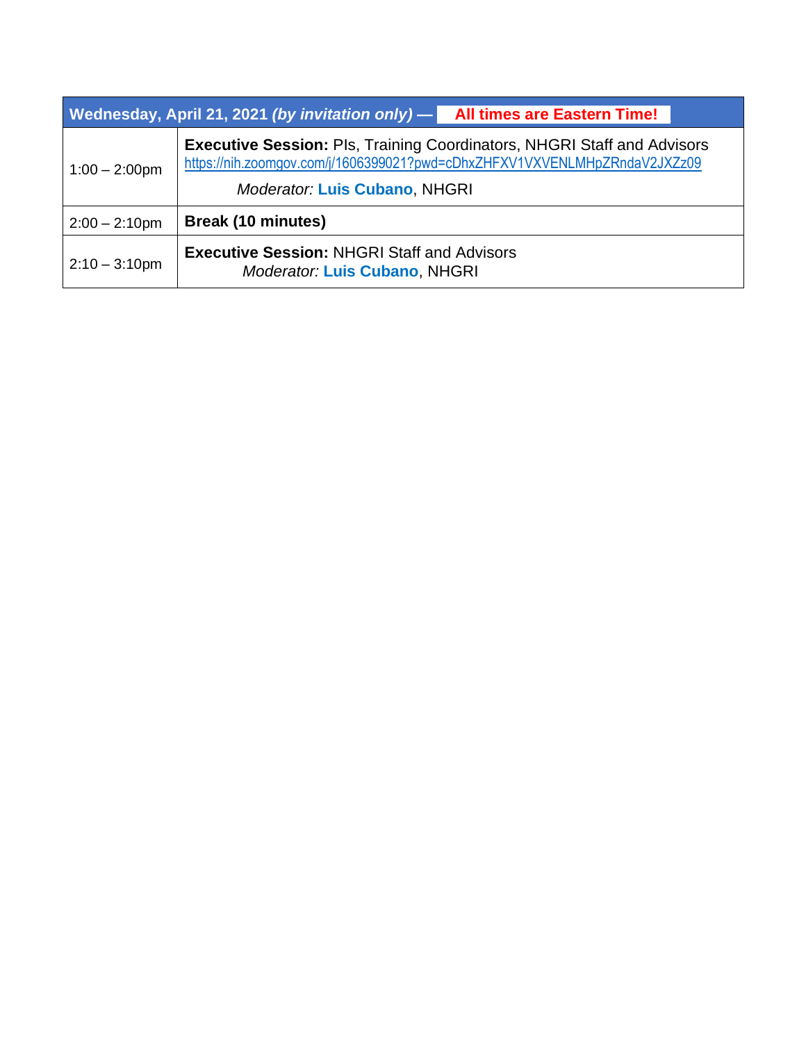| Wednesday, April 21, 2021 *(by invitation only)* — All times are Eastern Time! | |
|---|---|
| 1:00 – 2:00pm | **Executive Session:** PIs, Training Coordinators, NHGRI Staff and Advisors<br>https://nih.zoomgov.com/j/1606399021?pwd=cDhxZHFXV1VXVENLMHpZRndaV2JXZz09<br>*Moderator:* **Luis Cubano**, NHGRI |
| 2:00 – 2:10pm | **Break (10 minutes)** |
| 2:10 – 3:10pm | **Executive Session:** NHGRI Staff and Advisors<br>*Moderator:* **Luis Cubano**, NHGRI |